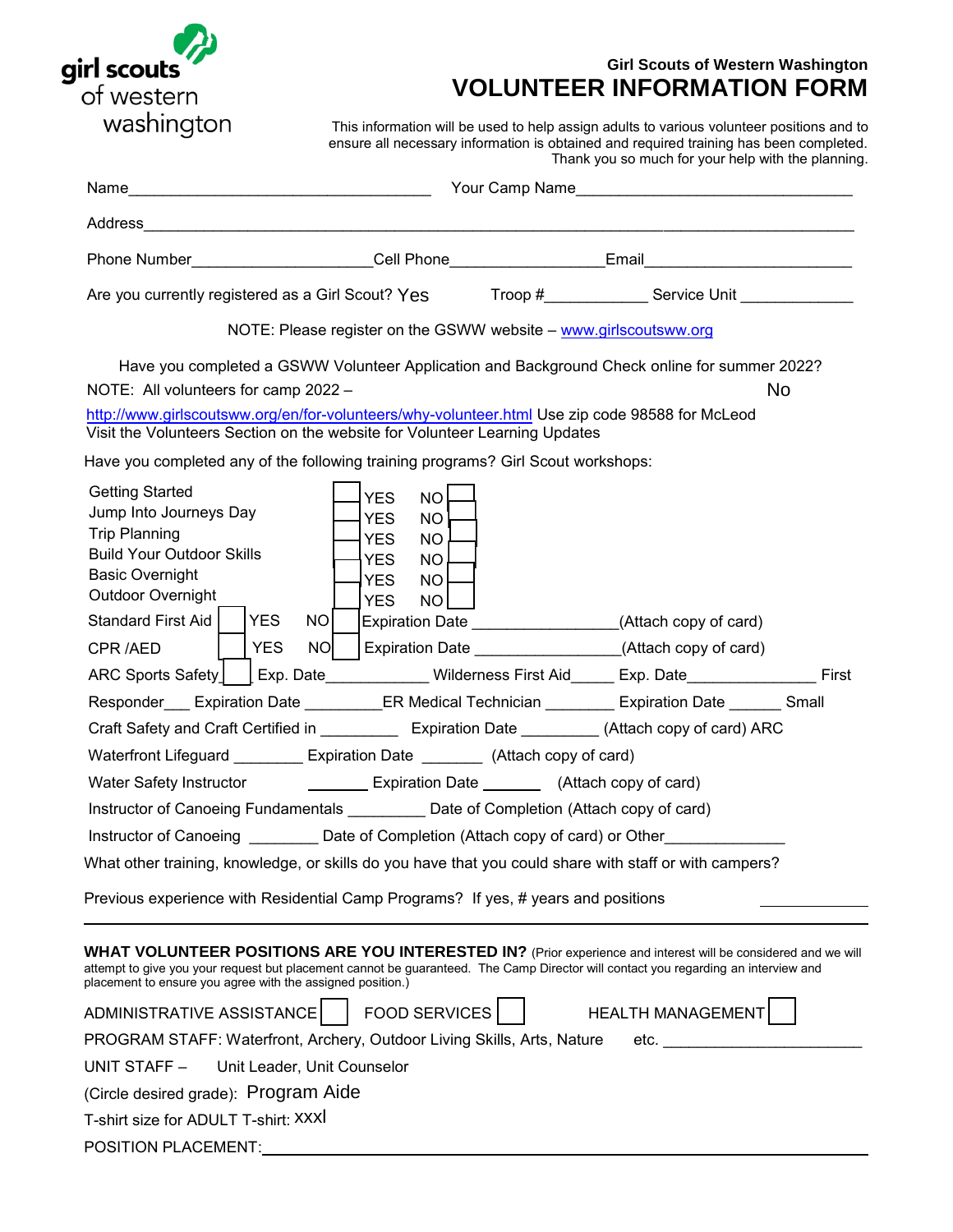girl scouts of western washington

**Girl Scouts of Western Washington**

# VOLUNTEER INFORMATION FORM

This information will be used to help assign adults to various volunteer positions and to ensure all necessary information is obtained and required training has been completed. Thank you so much for your help with the planning.

Name____________________________________ Your Camp Name_________________________________

Address_______________________________________________________________________________

Phone Number____________________ Cell Phone_________________ Email________________________

Are you currently registered as a Girl Scout? Yes Troop #____________ Service Unit _____________

NOTE: Please register on the GSWW website – www.girlscoutsww.org

Have you completed a GSWW Volunteer Application and Background Check online for summer 2022?

NOTE: All volunteers for camp 2022 – No

http://www.girlscoutsww.org/en/for-volunteers/why-volunteer.html Use zip code 98588 for McLeod
Visit the Volunteers Section on the website for Volunteer Learning Updates

Have you completed any of the following training programs? Girl Scout workshops:

| Workshop | | |
|---|---|---|
| Getting Started | YES | NO |
| Jump Into Journeys Day | YES | NO |
| Trip Planning | YES | NO |
| Build Your Outdoor Skills | YES | NO |
| Basic Overnight | YES | NO |
| Outdoor Overnight | YES | NO |

Standard First Aid YES NO Expiration Date ________________(Attach copy of card)

CPR /AED YES NO Expiration Date _________________(Attach copy of card)

ARC Sports Safety Exp. Date____________ Wilderness First Aid_____ Exp. Date_______________ First Responder___ Expiration Date _________ER Medical Technician ________ Expiration Date ______ Small Craft Safety and Craft Certified in _________ Expiration Date _________ (Attach copy of card) ARC Waterfront Lifeguard ________ Expiration Date _______ (Attach copy of card)

Water Safety Instructor _______ Expiration Date _______ (Attach copy of card)

Instructor of Canoeing Fundamentals _________ Date of Completion (Attach copy of card)

Instructor of Canoeing ________ Date of Completion (Attach copy of card) or Other______________

What other training, knowledge, or skills do you have that you could share with staff or with campers?

Previous experience with Residential Camp Programs? If yes, # years and positions ____________

---

**WHAT VOLUNTEER POSITIONS ARE YOU INTERESTED IN?** (Prior experience and interest will be considered and we will attempt to give you your request but placement cannot be guaranteed. The Camp Director will contact you regarding an interview and placement to ensure you agree with the assigned position.)

ADMINISTRATIVE ASSISTANCE ☐ FOOD SERVICES ☐ HEALTH MANAGEMENT ☐

PROGRAM STAFF: Waterfront, Archery, Outdoor Living Skills, Arts, Nature etc. _______________________

UNIT STAFF – Unit Leader, Unit Counselor

(Circle desired grade): Program Aide

T-shirt size for ADULT T-shirt: xxxl

POSITION PLACEMENT:_______________________________________________________________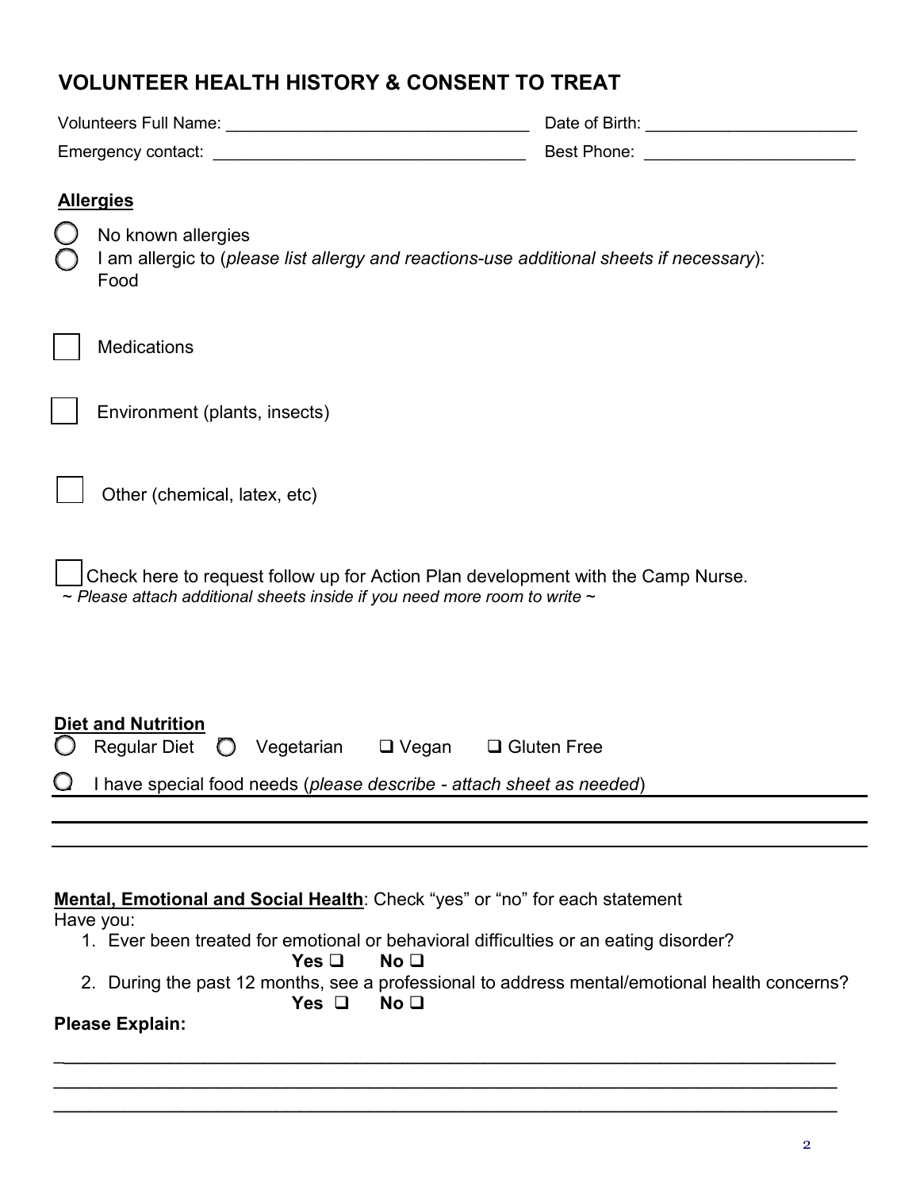# VOLUNTEER HEALTH HISTORY & CONSENT TO TREAT

Volunteers Full Name: ________________________________ Date of Birth: ______________________

Emergency contact: _________________________________ Best Phone: ______________________

## Allergies

- ○ No known allergies
- ○ I am allergic to (*please list allergy and reactions-use additional sheets if necessary*): Food

☐ Medications

☐ Environment (plants, insects)

☐ Other (chemical, latex, etc)

☐ Check here to request follow up for Action Plan development with the Camp Nurse.

*~ Please attach additional sheets inside if you need more room to write ~*

## Diet and Nutrition

○ Regular Diet ○ Vegetarian ☐ Vegan ☐ Gluten Free

○ I have special food needs (*please describe - attach sheet as needed*)

________________________________________________________________________________

________________________________________________________________________________

**Mental, Emotional and Social Health**: Check "yes" or "no" for each statement

Have you:

1. Ever been treated for emotional or behavioral difficulties or an eating disorder?

   **Yes ☐ No ☐**

2. During the past 12 months, see a professional to address mental/emotional health concerns?

   **Yes ☐ No ☐**

**Please Explain:**

________________________________________________________________________________

________________________________________________________________________________

________________________________________________________________________________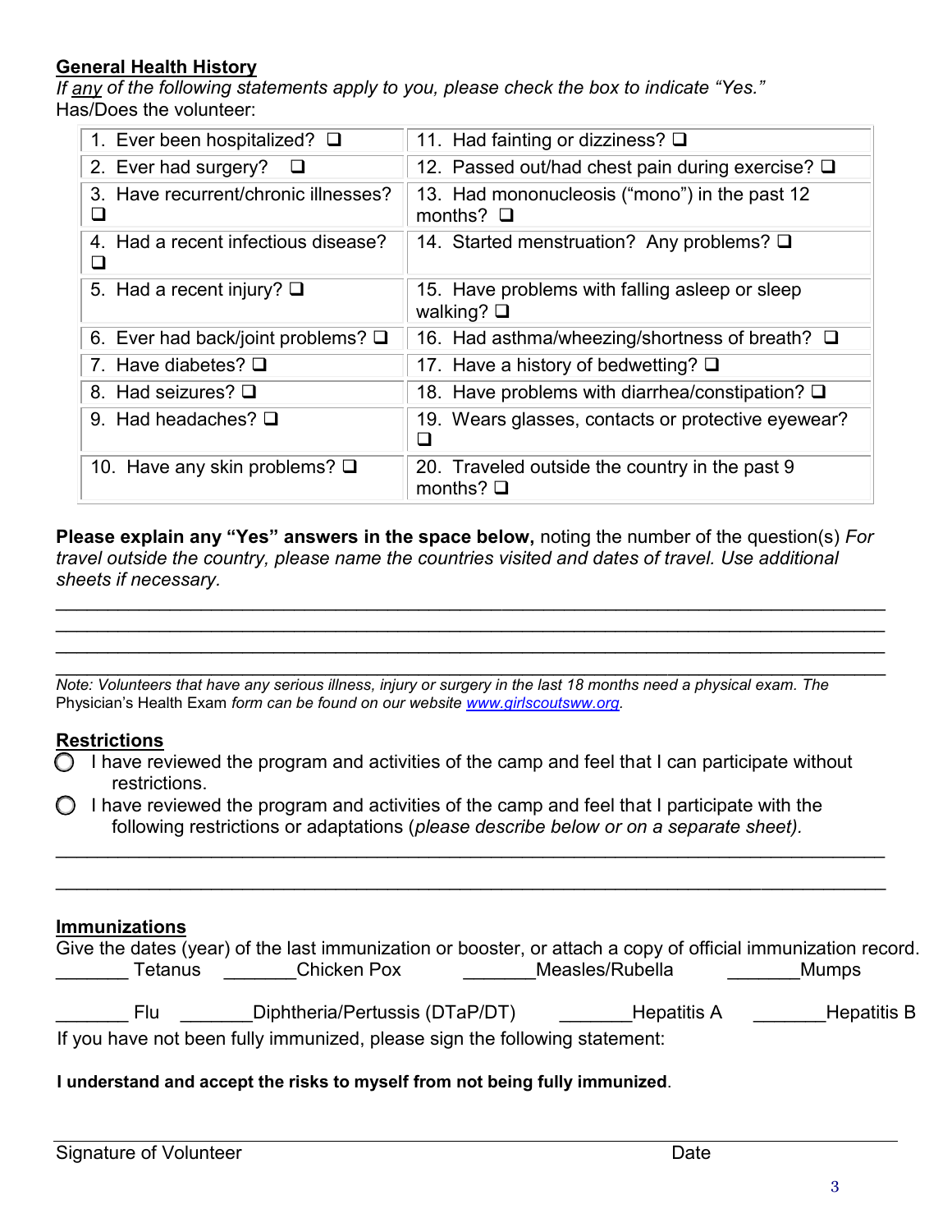## General Health History

*If any of the following statements apply to you, please check the box to indicate "Yes."*
Has/Does the volunteer:

| | |
|---|---|
| 1. Ever been hospitalized? ❑ | 11. Had fainting or dizziness? ❑ |
| 2. Ever had surgery? ❑ | 12. Passed out/had chest pain during exercise? ❑ |
| 3. Have recurrent/chronic illnesses? ❑ | 13. Had mononucleosis ("mono") in the past 12 months? ❑ |
| 4. Had a recent infectious disease? ❑ | 14. Started menstruation? Any problems? ❑ |
| 5. Had a recent injury? ❑ | 15. Have problems with falling asleep or sleep walking? ❑ |
| 6. Ever had back/joint problems? ❑ | 16. Had asthma/wheezing/shortness of breath? ❑ |
| 7. Have diabetes? ❑ | 17. Have a history of bedwetting? ❑ |
| 8. Had seizures? ❑ | 18. Have problems with diarrhea/constipation? ❑ |
| 9. Had headaches? ❑ | 19. Wears glasses, contacts or protective eyewear? ❑ |
| 10. Have any skin problems? ❑ | 20. Traveled outside the country in the past 9 months? ❑ |

**Please explain any "Yes" answers in the space below,** noting the number of the question(s) *For travel outside the country, please name the countries visited and dates of travel. Use additional sheets if necessary.*

\_\_\_\_\_\_\_\_\_\_\_\_\_\_\_\_\_\_\_\_\_\_\_\_\_\_\_\_\_\_\_\_\_\_\_\_\_\_\_\_\_\_\_\_\_\_\_\_\_\_\_\_\_\_\_\_\_\_\_\_\_\_\_\_\_\_\_\_\_\_\_\_\_\_
\_\_\_\_\_\_\_\_\_\_\_\_\_\_\_\_\_\_\_\_\_\_\_\_\_\_\_\_\_\_\_\_\_\_\_\_\_\_\_\_\_\_\_\_\_\_\_\_\_\_\_\_\_\_\_\_\_\_\_\_\_\_\_\_\_\_\_\_\_\_\_\_\_\_
\_\_\_\_\_\_\_\_\_\_\_\_\_\_\_\_\_\_\_\_\_\_\_\_\_\_\_\_\_\_\_\_\_\_\_\_\_\_\_\_\_\_\_\_\_\_\_\_\_\_\_\_\_\_\_\_\_\_\_\_\_\_\_\_\_\_\_\_\_\_\_\_\_\_

*Note: Volunteers that have any serious illness, injury or surgery in the last 18 months need a physical exam. The* Physician's Health Exam *form can be found on our website [www.girlscoutsww.org](http://www.girlscoutsww.org).*

## Restrictions

○ I have reviewed the program and activities of the camp and feel that I can participate without restrictions.

○ I have reviewed the program and activities of the camp and feel that I participate with the following restrictions or adaptations (*please describe below or on a separate sheet).*

\_\_\_\_\_\_\_\_\_\_\_\_\_\_\_\_\_\_\_\_\_\_\_\_\_\_\_\_\_\_\_\_\_\_\_\_\_\_\_\_\_\_\_\_\_\_\_\_\_\_\_\_\_\_\_\_\_\_\_\_\_\_\_\_\_\_\_\_\_\_\_\_\_\_
\_\_\_\_\_\_\_\_\_\_\_\_\_\_\_\_\_\_\_\_\_\_\_\_\_\_\_\_\_\_\_\_\_\_\_\_\_\_\_\_\_\_\_\_\_\_\_\_\_\_\_\_\_\_\_\_\_\_\_\_\_\_\_\_\_\_\_\_\_\_\_\_\_\_

## Immunizations

Give the dates (year) of the last immunization or booster, or attach a copy of official immunization record.

\_\_\_\_\_\_\_ Tetanus \_\_\_\_\_\_\_Chicken Pox \_\_\_\_\_\_\_Measles/Rubella \_\_\_\_\_\_\_Mumps

\_\_\_\_\_\_\_ Flu \_\_\_\_\_\_\_Diphtheria/Pertussis (DTaP/DT) \_\_\_\_\_\_\_Hepatitis A \_\_\_\_\_\_\_Hepatitis B

If you have not been fully immunized, please sign the following statement:

**I understand and accept the risks to myself from not being fully immunized**.

\_\_\_\_\_\_\_\_\_\_\_\_\_\_\_\_\_\_\_\_\_\_\_\_\_\_\_\_\_\_\_\_\_\_\_\_\_\_\_\_\_\_\_\_\_\_\_\_\_\_\_\_\_\_\_\_\_\_\_\_\_\_\_\_\_\_\_\_\_\_\_\_\_\_
Signature of Volunteer Date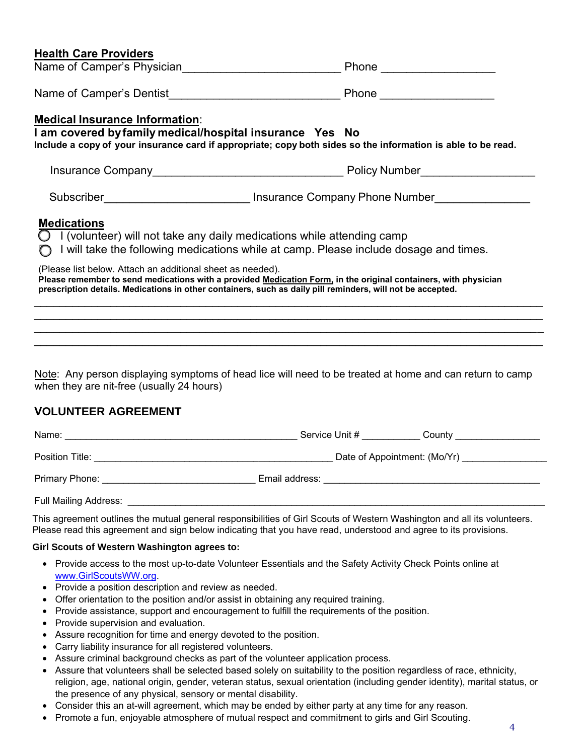**Health Care Providers**

Name of Camper's Physician_________________________ Phone __________________

Name of Camper's Dentist___________________________ Phone __________________

**Medical Insurance Information**:

**I am covered by family medical/hospital insurance Yes No**

**Include a copy of your insurance card if appropriate; copy both sides so the information is able to be read.**

Insurance Company______________________________ Policy Number__________________

Subscriber_______________________ Insurance Company Phone Number_______________

**Medications**

- ◯ I (volunteer) will not take any daily medications while attending camp
- ◯ I will take the following medications while at camp. Please include dosage and times.

(Please list below. Attach an additional sheet as needed).

**Please remember to send medications with a provided Medication Form, in the original containers, with physician prescription details. Medications in other containers, such as daily pill reminders, will not be accepted.**

_______________________________________________________________________________

_______________________________________________________________________________

_______________________________________________________________________________

_______________________________________________________________________________

Note: Any person displaying symptoms of head lice will need to be treated at home and can return to camp when they are nit-free (usually 24 hours)

## VOLUNTEER AGREEMENT

Name: ____________________________________________ Service Unit # ___________ County ________________

Position Title: _____________________________________________ Date of Appointment: (Mo/Yr) ________________

Primary Phone: _____________________________ Email address: _________________________________________

Full Mailing Address: _________________________________________________________________________________

This agreement outlines the mutual general responsibilities of Girl Scouts of Western Washington and all its volunteers. Please read this agreement and sign below indicating that you have read, understood and agree to its provisions.

**Girl Scouts of Western Washington agrees to:**

- Provide access to the most up-to-date Volunteer Essentials and the Safety Activity Check Points online at www.GirlScoutsWW.org.
- Provide a position description and review as needed.
- Offer orientation to the position and/or assist in obtaining any required training.
- Provide assistance, support and encouragement to fulfill the requirements of the position.
- Provide supervision and evaluation.
- Assure recognition for time and energy devoted to the position.
- Carry liability insurance for all registered volunteers.
- Assure criminal background checks as part of the volunteer application process.
- Assure that volunteers shall be selected based solely on suitability to the position regardless of race, ethnicity, religion, age, national origin, gender, veteran status, sexual orientation (including gender identity), marital status, or the presence of any physical, sensory or mental disability.
- Consider this an at-will agreement, which may be ended by either party at any time for any reason.
- Promote a fun, enjoyable atmosphere of mutual respect and commitment to girls and Girl Scouting.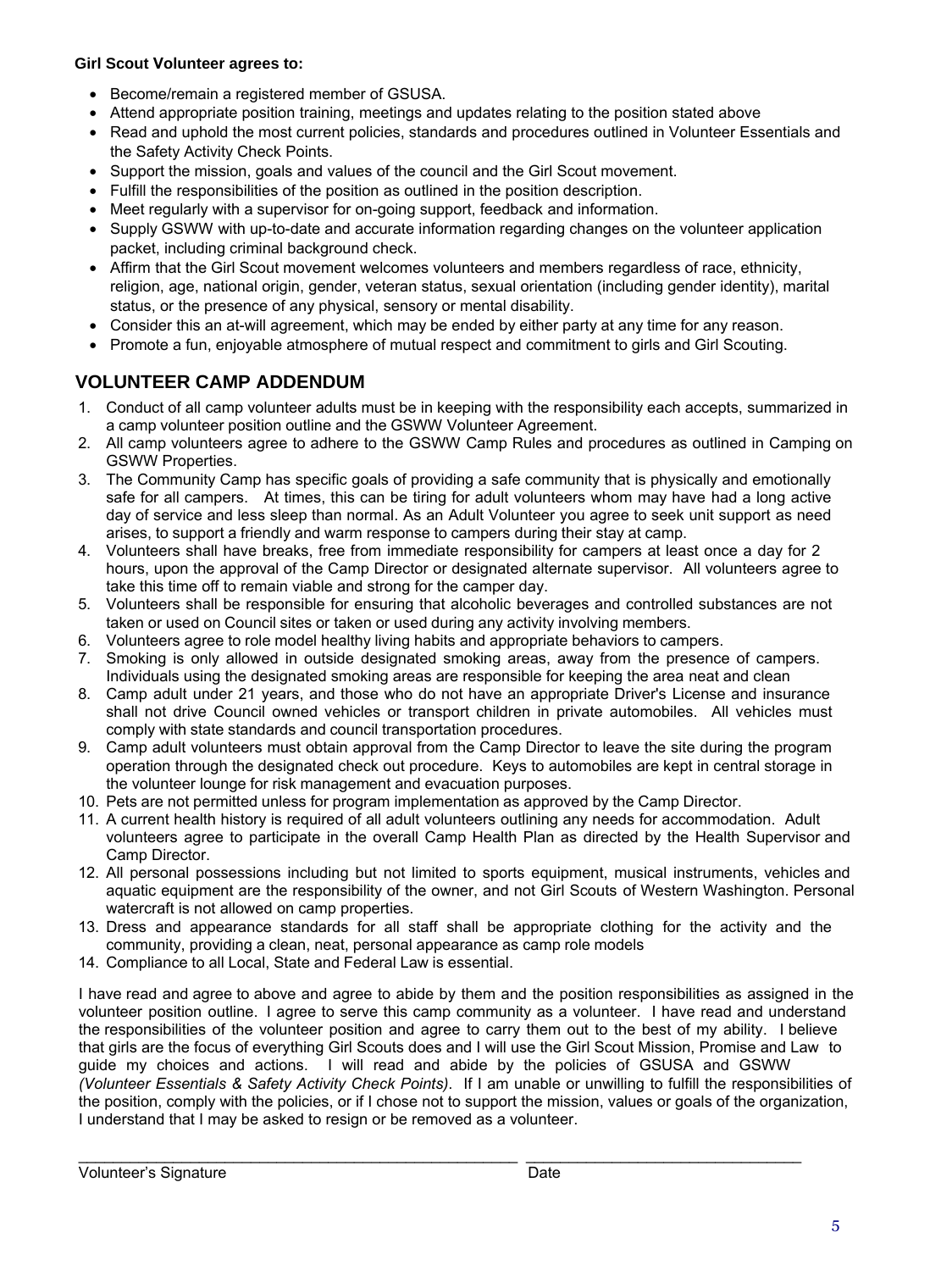**Girl Scout Volunteer agrees to:**

- Become/remain a registered member of GSUSA.
- Attend appropriate position training, meetings and updates relating to the position stated above
- Read and uphold the most current policies, standards and procedures outlined in Volunteer Essentials and the Safety Activity Check Points.
- Support the mission, goals and values of the council and the Girl Scout movement.
- Fulfill the responsibilities of the position as outlined in the position description.
- Meet regularly with a supervisor for on-going support, feedback and information.
- Supply GSWW with up-to-date and accurate information regarding changes on the volunteer application packet, including criminal background check.
- Affirm that the Girl Scout movement welcomes volunteers and members regardless of race, ethnicity, religion, age, national origin, gender, veteran status, sexual orientation (including gender identity), marital status, or the presence of any physical, sensory or mental disability.
- Consider this an at-will agreement, which may be ended by either party at any time for any reason.
- Promote a fun, enjoyable atmosphere of mutual respect and commitment to girls and Girl Scouting.

## VOLUNTEER CAMP ADDENDUM

1. Conduct of all camp volunteer adults must be in keeping with the responsibility each accepts, summarized in a camp volunteer position outline and the GSWW Volunteer Agreement.
2. All camp volunteers agree to adhere to the GSWW Camp Rules and procedures as outlined in Camping on GSWW Properties.
3. The Community Camp has specific goals of providing a safe community that is physically and emotionally safe for all campers. At times, this can be tiring for adult volunteers whom may have had a long active day of service and less sleep than normal. As an Adult Volunteer you agree to seek unit support as need arises, to support a friendly and warm response to campers during their stay at camp.
4. Volunteers shall have breaks, free from immediate responsibility for campers at least once a day for 2 hours, upon the approval of the Camp Director or designated alternate supervisor. All volunteers agree to take this time off to remain viable and strong for the camper day.
5. Volunteers shall be responsible for ensuring that alcoholic beverages and controlled substances are not taken or used on Council sites or taken or used during any activity involving members.
6. Volunteers agree to role model healthy living habits and appropriate behaviors to campers.
7. Smoking is only allowed in outside designated smoking areas, away from the presence of campers. Individuals using the designated smoking areas are responsible for keeping the area neat and clean
8. Camp adult under 21 years, and those who do not have an appropriate Driver's License and insurance shall not drive Council owned vehicles or transport children in private automobiles. All vehicles must comply with state standards and council transportation procedures.
9. Camp adult volunteers must obtain approval from the Camp Director to leave the site during the program operation through the designated check out procedure. Keys to automobiles are kept in central storage in the volunteer lounge for risk management and evacuation purposes.
10. Pets are not permitted unless for program implementation as approved by the Camp Director.
11. A current health history is required of all adult volunteers outlining any needs for accommodation. Adult volunteers agree to participate in the overall Camp Health Plan as directed by the Health Supervisor and Camp Director.
12. All personal possessions including but not limited to sports equipment, musical instruments, vehicles and aquatic equipment are the responsibility of the owner, and not Girl Scouts of Western Washington. Personal watercraft is not allowed on camp properties.
13. Dress and appearance standards for all staff shall be appropriate clothing for the activity and the community, providing a clean, neat, personal appearance as camp role models
14. Compliance to all Local, State and Federal Law is essential.

I have read and agree to above and agree to abide by them and the position responsibilities as assigned in the volunteer position outline. I agree to serve this camp community as a volunteer. I have read and understand the responsibilities of the volunteer position and agree to carry them out to the best of my ability. I believe that girls are the focus of everything Girl Scouts does and I will use the Girl Scout Mission, Promise and Law to guide my choices and actions. I will read and abide by the policies of GSUSA and GSWW *(Volunteer Essentials & Safety Activity Check Points)*. If I am unable or unwilling to fulfill the responsibilities of the position, comply with the policies, or if I chose not to support the mission, values or goals of the organization, I understand that I may be asked to resign or be removed as a volunteer.

_______________________________________________ ______________________________

Volunteer's Signature Date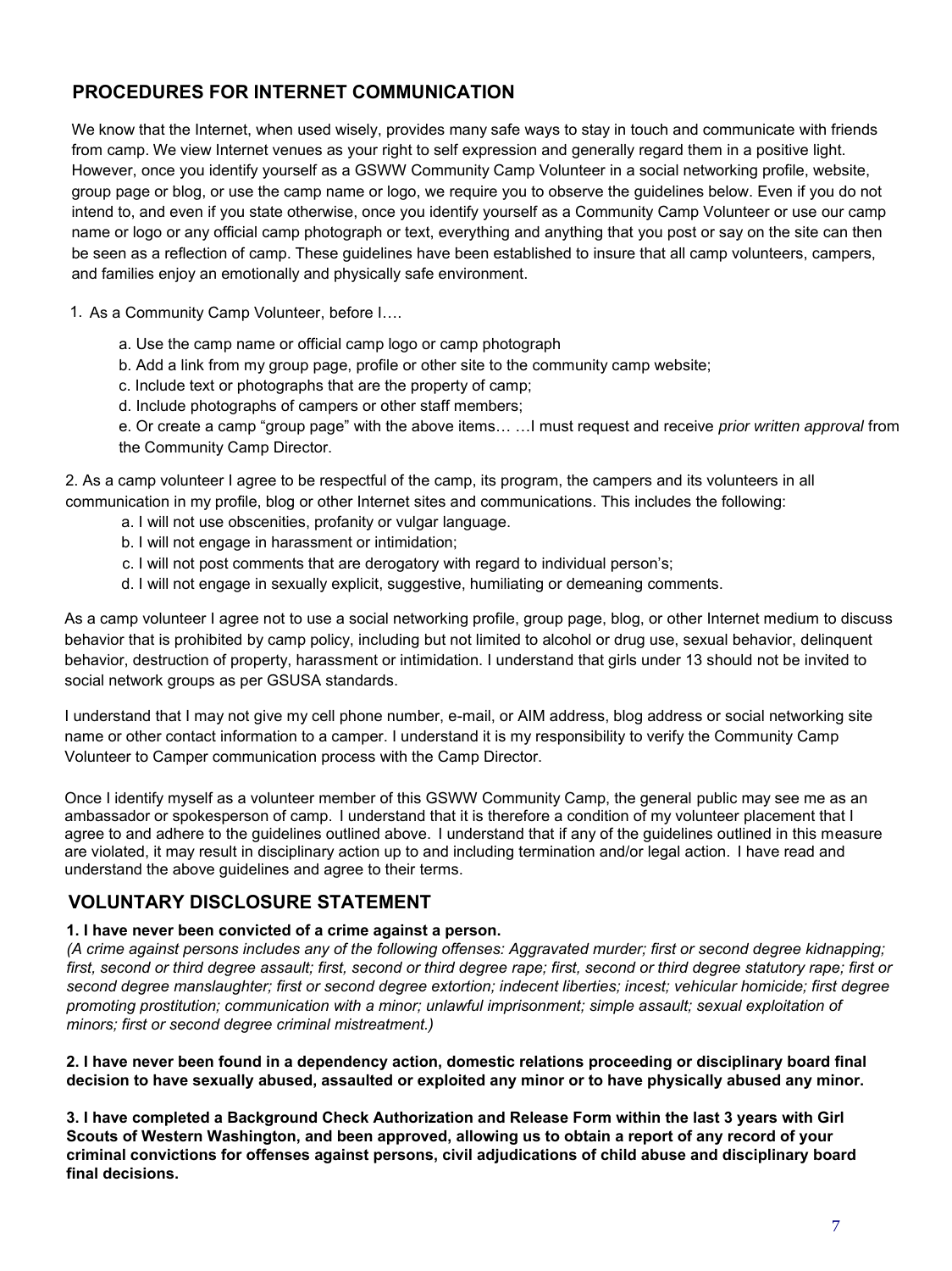## PROCEDURES FOR INTERNET COMMUNICATION

We know that the Internet, when used wisely, provides many safe ways to stay in touch and communicate with friends from camp. We view Internet venues as your right to self expression and generally regard them in a positive light. However, once you identify yourself as a GSWW Community Camp Volunteer in a social networking profile, website, group page or blog, or use the camp name or logo, we require you to observe the guidelines below. Even if you do not intend to, and even if you state otherwise, once you identify yourself as a Community Camp Volunteer or use our camp name or logo or any official camp photograph or text, everything and anything that you post or say on the site can then be seen as a reflection of camp. These guidelines have been established to insure that all camp volunteers, campers, and families enjoy an emotionally and physically safe environment.

1. As a Community Camp Volunteer, before I….
   - a. Use the camp name or official camp logo or camp photograph
   - b. Add a link from my group page, profile or other site to the community camp website;
   - c. Include text or photographs that are the property of camp;
   - d. Include photographs of campers or other staff members;
   - e. Or create a camp "group page" with the above items… …I must request and receive *prior written approval* from the Community Camp Director.

2. As a camp volunteer I agree to be respectful of the camp, its program, the campers and its volunteers in all communication in my profile, blog or other Internet sites and communications. This includes the following:
   - a. I will not use obscenities, profanity or vulgar language.
   - b. I will not engage in harassment or intimidation;
   - c. I will not post comments that are derogatory with regard to individual person's;
   - d. I will not engage in sexually explicit, suggestive, humiliating or demeaning comments.

As a camp volunteer I agree not to use a social networking profile, group page, blog, or other Internet medium to discuss behavior that is prohibited by camp policy, including but not limited to alcohol or drug use, sexual behavior, delinquent behavior, destruction of property, harassment or intimidation. I understand that girls under 13 should not be invited to social network groups as per GSUSA standards.

I understand that I may not give my cell phone number, e-mail, or AIM address, blog address or social networking site name or other contact information to a camper. I understand it is my responsibility to verify the Community Camp Volunteer to Camper communication process with the Camp Director.

Once I identify myself as a volunteer member of this GSWW Community Camp, the general public may see me as an ambassador or spokesperson of camp. I understand that it is therefore a condition of my volunteer placement that I agree to and adhere to the guidelines outlined above. I understand that if any of the guidelines outlined in this measure are violated, it may result in disciplinary action up to and including termination and/or legal action. I have read and understand the above guidelines and agree to their terms.

## VOLUNTARY DISCLOSURE STATEMENT

**1. I have never been convicted of a crime against a person.**
*(A crime against persons includes any of the following offenses: Aggravated murder; first or second degree kidnapping; first, second or third degree assault; first, second or third degree rape; first, second or third degree statutory rape; first or second degree manslaughter; first or second degree extortion; indecent liberties; incest; vehicular homicide; first degree promoting prostitution; communication with a minor; unlawful imprisonment; simple assault; sexual exploitation of minors; first or second degree criminal mistreatment.)*

**2. I have never been found in a dependency action, domestic relations proceeding or disciplinary board final decision to have sexually abused, assaulted or exploited any minor or to have physically abused any minor.**

**3. I have completed a Background Check Authorization and Release Form within the last 3 years with Girl Scouts of Western Washington, and been approved, allowing us to obtain a report of any record of your criminal convictions for offenses against persons, civil adjudications of child abuse and disciplinary board final decisions.**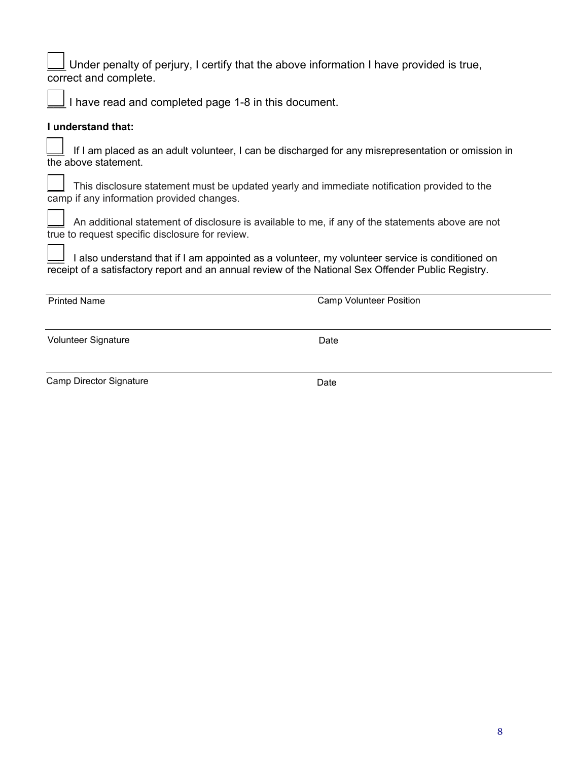☐ Under penalty of perjury, I certify that the above information I have provided is true, correct and complete.

☐ I have read and completed page 1-8 in this document.

**I understand that:**

☐ If I am placed as an adult volunteer, I can be discharged for any misrepresentation or omission in the above statement.

☐ This disclosure statement must be updated yearly and immediate notification provided to the camp if any information provided changes.

☐ An additional statement of disclosure is available to me, if any of the statements above are not true to request specific disclosure for review.

☐ I also understand that if I am appointed as a volunteer, my volunteer service is conditioned on receipt of a satisfactory report and an annual review of the National Sex Offender Public Registry.

| | |
|---|---|
| Printed Name | Camp Volunteer Position |
| Volunteer Signature | Date |
| Camp Director Signature | Date |